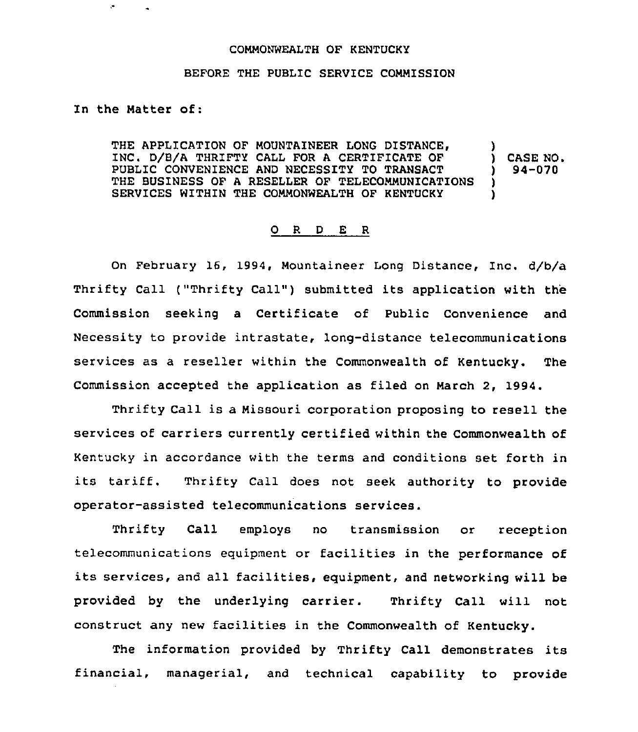COMMONWEALTH OF KENTUCKY

BEFORE THE PUBLIC SERVICE COMMISSION

In the Matter of:

| | | |
|---|---|---|
| THE APPLICATION OF MOUNTAINEER LONG DISTANCE, INC. D/B/A THRIFTY CALL FOR A CERTIFICATE OF PUBLIC CONVENIENCE AND NECESSITY TO TRANSACT THE BUSINESS OF A RESELLER OF TELECOMMUNICATIONS SERVICES WITHIN THE COMMONWEALTH OF KENTUCKY | ) | CASE NO. 94-070 |

## O R D E R

On February 16, 1994, Mountaineer Long Distance, Inc. d/b/a Thrifty Call ("Thrifty Call") submitted its application with the Commission seeking a Certificate of Public Convenience and Necessity to provide intrastate, long-distance telecommunications services as a reseller within the Commonwealth of Kentucky. The Commission accepted the application as filed on March 2, 1994.

Thrifty Call is a Missouri corporation proposing to resell the services of carriers currently certified within the Commonwealth of Kentucky in accordance with the terms and conditions set forth in its tariff. Thrifty Call does not seek authority to provide operator-assisted telecommunications services.

Thrifty Call employs no transmission or reception telecommunications equipment or facilities in the performance of its services, and all facilities, equipment, and networking will be provided by the underlying carrier. Thrifty Call will not construct any new facilities in the Commonwealth of Kentucky.

The information provided by Thrifty Call demonstrates its financial, managerial, and technical capability to provide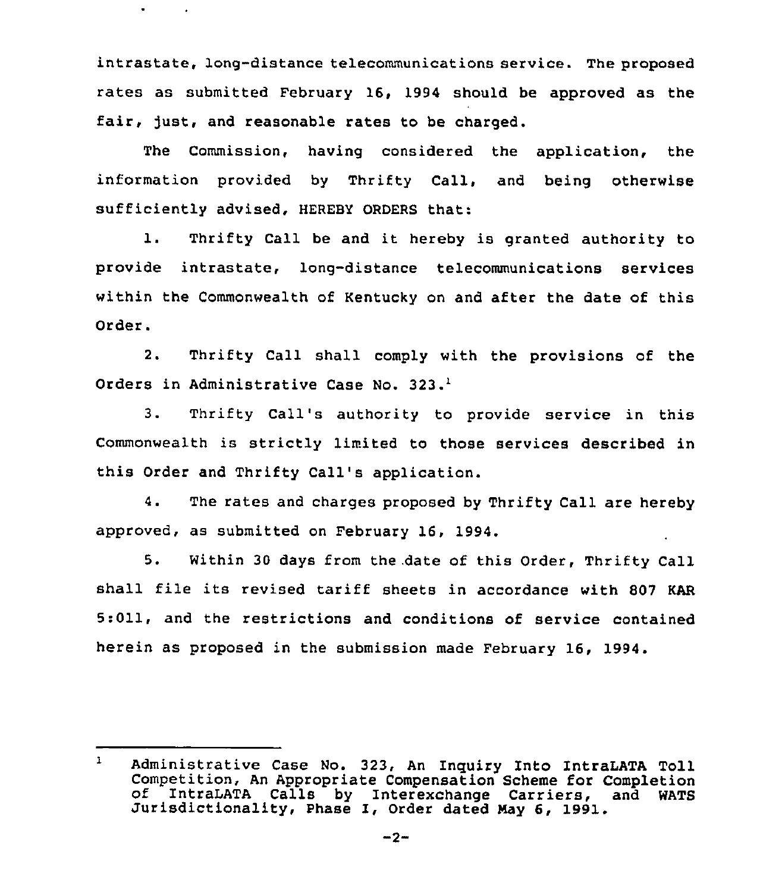intrastate, long-distance telecommunications service. The proposed rates as submitted February 16, 1994 should be approved as the fair, just, and reasonable rates to be charged.

The Commission, having considered the application, the information provided by Thrifty Call, and being otherwise sufficiently advised, HEREBY ORDERS that:

1. Thrifty Call be and it hereby is granted authority to provide intrastate, long-distance telecommunications services within the Commonwealth of Kentucky on and after the date of this Order.

2. Thrifty Call shall comply with the provisions of the Orders in Administrative Case No. 323.[1]

3. Thrifty Call's authority to provide service in this Commonwealth is strictly limited to those services described in this Order and Thrifty Call's application.

4. The rates and charges proposed by Thrifty Call are hereby approved, as submitted on February 16, 1994.

5. Within 30 days from the date of this Order, Thrifty Call shall file its revised tariff sheets in accordance with 807 KAR 5:011, and the restrictions and conditions of service contained herein as proposed in the submission made February 16, 1994.

---

[1] Administrative Case No. 323, An Inquiry Into IntraLATA Toll Competition, An Appropriate Compensation Scheme for Completion of IntraLATA Calls by Interexchange Carriers, and WATS Jurisdictionality, Phase I, Order dated May 6, 1991.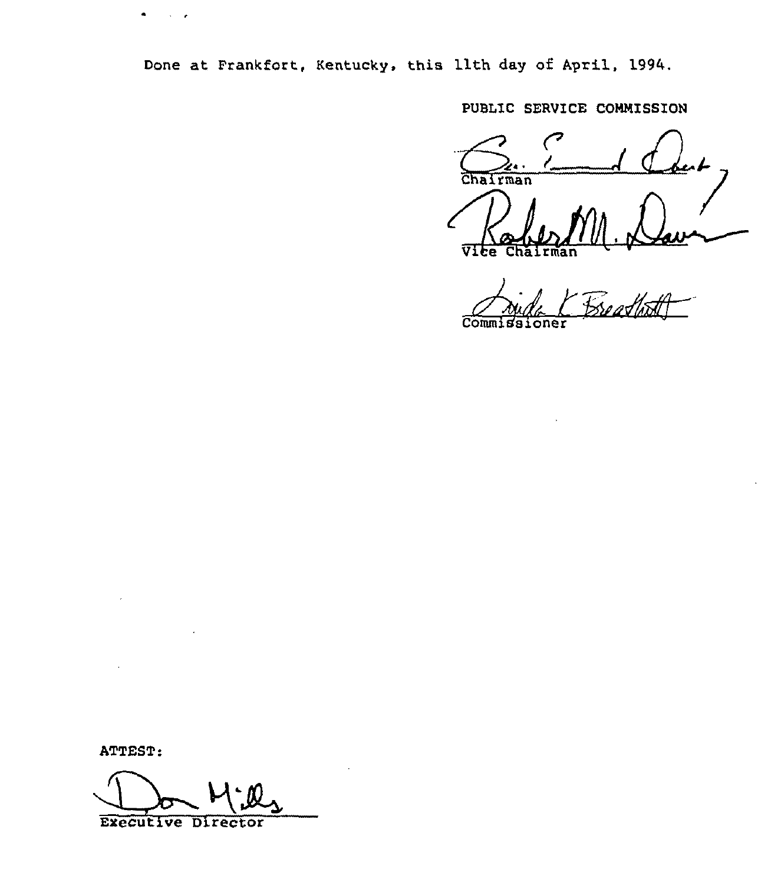Done at Frankfort, Kentucky, this 11th day of April, 1994.

PUBLIC SERVICE COMMISSION

Chairman

Vice Chairman

Commissioner

ATTEST:

Executive Director